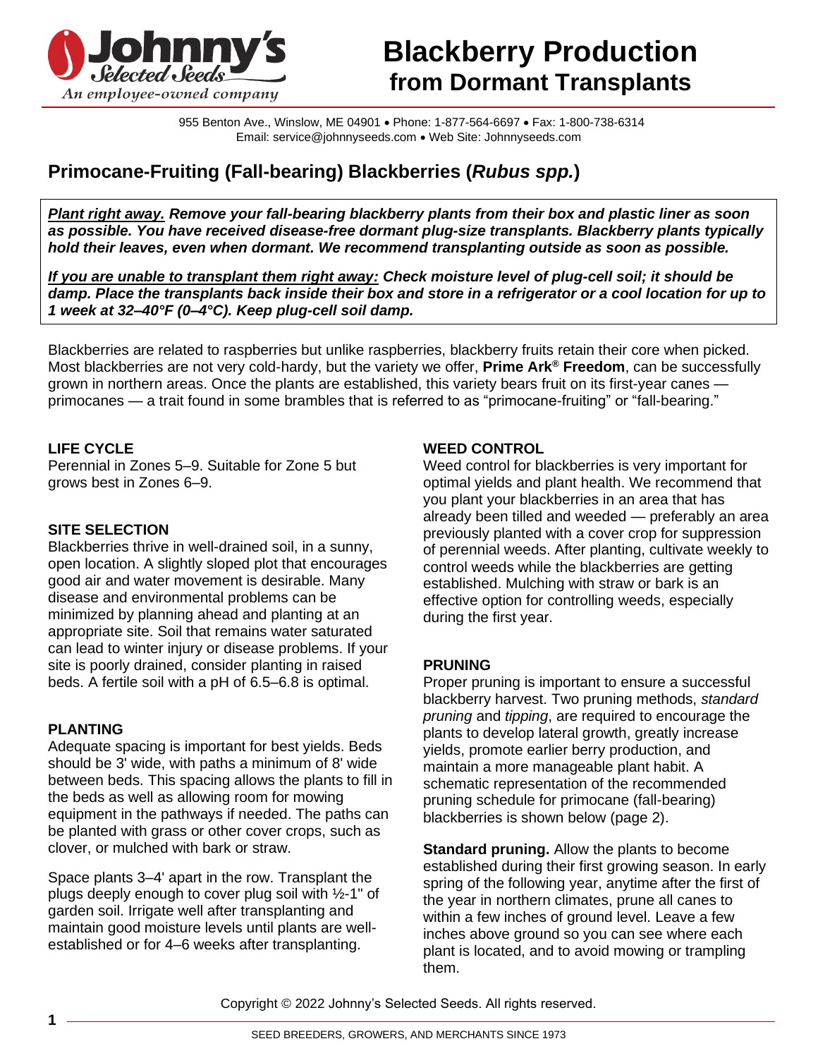# Blackberry Production from Dormant Transplants

955 Benton Ave., Winslow, ME 04901 • Phone: 1-877-564-6697 • Fax: 1-800-738-6314
Email: service@johnnyseeds.com • Web Site: Johnnyseeds.com

## Primocane-Fruiting (Fall-bearing) Blackberries (*Rubus spp.*)

***Plant right away.* *Remove your fall-bearing blackberry plants from their box and plastic liner as soon as possible. You have received disease-free dormant plug-size transplants. Blackberry plants typically hold their leaves, even when dormant. We recommend transplanting outside as soon as possible.***

***If you are unable to transplant them right away:* *Check moisture level of plug-cell soil; it should be damp. Place the transplants back inside their box and store in a refrigerator or a cool location for up to 1 week at 32–40°F (0–4°C). Keep plug-cell soil damp.***

Blackberries are related to raspberries but unlike raspberries, blackberry fruits retain their core when picked. Most blackberries are not very cold-hardy, but the variety we offer, **Prime Ark® Freedom**, can be successfully grown in northern areas. Once the plants are established, this variety bears fruit on its first-year canes — primocanes — a trait found in some brambles that is referred to as "primocane-fruiting" or "fall-bearing."

### LIFE CYCLE

Perennial in Zones 5–9. Suitable for Zone 5 but grows best in Zones 6–9.

### SITE SELECTION

Blackberries thrive in well-drained soil, in a sunny, open location. A slightly sloped plot that encourages good air and water movement is desirable. Many disease and environmental problems can be minimized by planning ahead and planting at an appropriate site. Soil that remains water saturated can lead to winter injury or disease problems. If your site is poorly drained, consider planting in raised beds. A fertile soil with a pH of 6.5–6.8 is optimal.

### PLANTING

Adequate spacing is important for best yields. Beds should be 3' wide, with paths a minimum of 8' wide between beds. This spacing allows the plants to fill in the beds as well as allowing room for mowing equipment in the pathways if needed. The paths can be planted with grass or other cover crops, such as clover, or mulched with bark or straw.

Space plants 3–4' apart in the row. Transplant the plugs deeply enough to cover plug soil with ½-1" of garden soil. Irrigate well after transplanting and maintain good moisture levels until plants are well-established or for 4–6 weeks after transplanting.

### WEED CONTROL

Weed control for blackberries is very important for optimal yields and plant health. We recommend that you plant your blackberries in an area that has already been tilled and weeded — preferably an area previously planted with a cover crop for suppression of perennial weeds. After planting, cultivate weekly to control weeds while the blackberries are getting established. Mulching with straw or bark is an effective option for controlling weeds, especially during the first year.

### PRUNING

Proper pruning is important to ensure a successful blackberry harvest. Two pruning methods, *standard pruning* and *tipping*, are required to encourage the plants to develop lateral growth, greatly increase yields, promote earlier berry production, and maintain a more manageable plant habit. A schematic representation of the recommended pruning schedule for primocane (fall-bearing) blackberries is shown below (page 2).

**Standard pruning.** Allow the plants to become established during their first growing season. In early spring of the following year, anytime after the first of the year in northern climates, prune all canes to within a few inches of ground level. Leave a few inches above ground so you can see where each plant is located, and to avoid mowing or trampling them.

Copyright © 2022 Johnny's Selected Seeds. All rights reserved.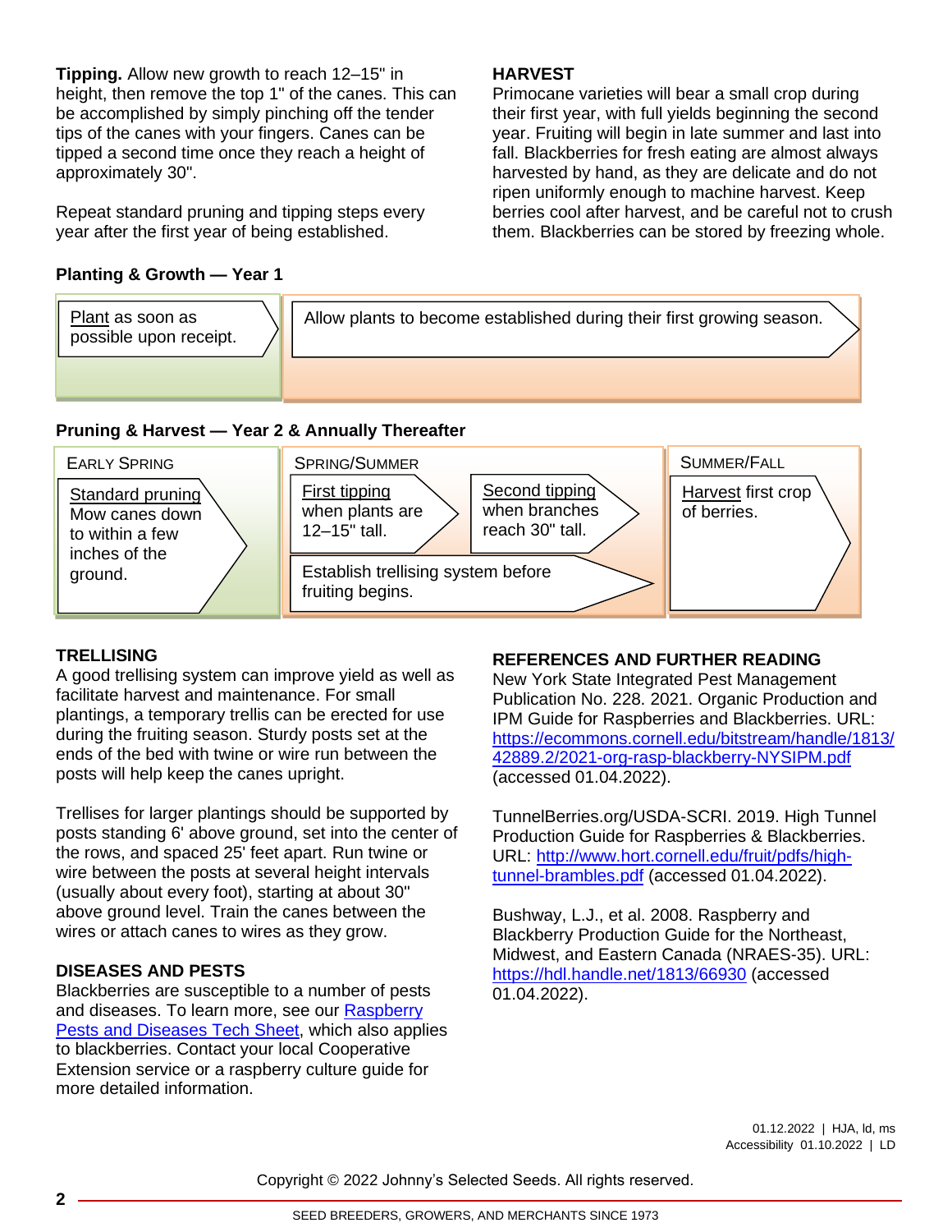**Tipping.** Allow new growth to reach 12–15" in height, then remove the top 1" of the canes. This can be accomplished by simply pinching off the tender tips of the canes with your fingers. Canes can be tipped a second time once they reach a height of approximately 30".

Repeat standard pruning and tipping steps every year after the first year of being established.

## HARVEST

Primocane varieties will bear a small crop during their first year, with full yields beginning the second year. Fruiting will begin in late summer and last into fall. Blackberries for fresh eating are almost always harvested by hand, as they are delicate and do not ripen uniformly enough to machine harvest. Keep berries cool after harvest, and be careful not to crush them. Blackberries can be stored by freezing whole.

### Planting & Growth — Year 1

- Plant as soon as possible upon receipt.
- Allow plants to become established during their first growing season.

### Pruning & Harvest — Year 2 & Annually Thereafter

**Early Spring**

- Standard pruning: Mow canes down to within a few inches of the ground.

**Spring/Summer**

- First tipping when plants are 12–15" tall.
- Second tipping when branches reach 30" tall.
- Establish trellising system before fruiting begins.

**Summer/Fall**

- Harvest first crop of berries.

## TRELLISING

A good trellising system can improve yield as well as facilitate harvest and maintenance. For small plantings, a temporary trellis can be erected for use during the fruiting season. Sturdy posts set at the ends of the bed with twine or wire run between the posts will help keep the canes upright.

Trellises for larger plantings should be supported by posts standing 6' above ground, set into the center of the rows, and spaced 25' feet apart. Run twine or wire between the posts at several height intervals (usually about every foot), starting at about 30" above ground level. Train the canes between the wires or attach canes to wires as they grow.

## DISEASES AND PESTS

Blackberries are susceptible to a number of pests and diseases. To learn more, see our Raspberry Pests and Diseases Tech Sheet, which also applies to blackberries. Contact your local Cooperative Extension service or a raspberry culture guide for more detailed information.

## REFERENCES AND FURTHER READING

New York State Integrated Pest Management Publication No. 228. 2021. Organic Production and IPM Guide for Raspberries and Blackberries. URL: https://ecommons.cornell.edu/bitstream/handle/1813/42889.2/2021-org-rasp-blackberry-NYSIPM.pdf (accessed 01.04.2022).

TunnelBerries.org/USDA-SCRI. 2019. High Tunnel Production Guide for Raspberries & Blackberries. URL: http://www.hort.cornell.edu/fruit/pdfs/high-tunnel-brambles.pdf (accessed 01.04.2022).

Bushway, L.J., et al. 2008. Raspberry and Blackberry Production Guide for the Northeast, Midwest, and Eastern Canada (NRAES-35). URL: https://hdl.handle.net/1813/66930 (accessed 01.04.2022).

01.12.2022 | HJA, ld, ms
Accessibility 01.10.2022 | LD

Copyright © 2022 Johnny's Selected Seeds. All rights reserved.